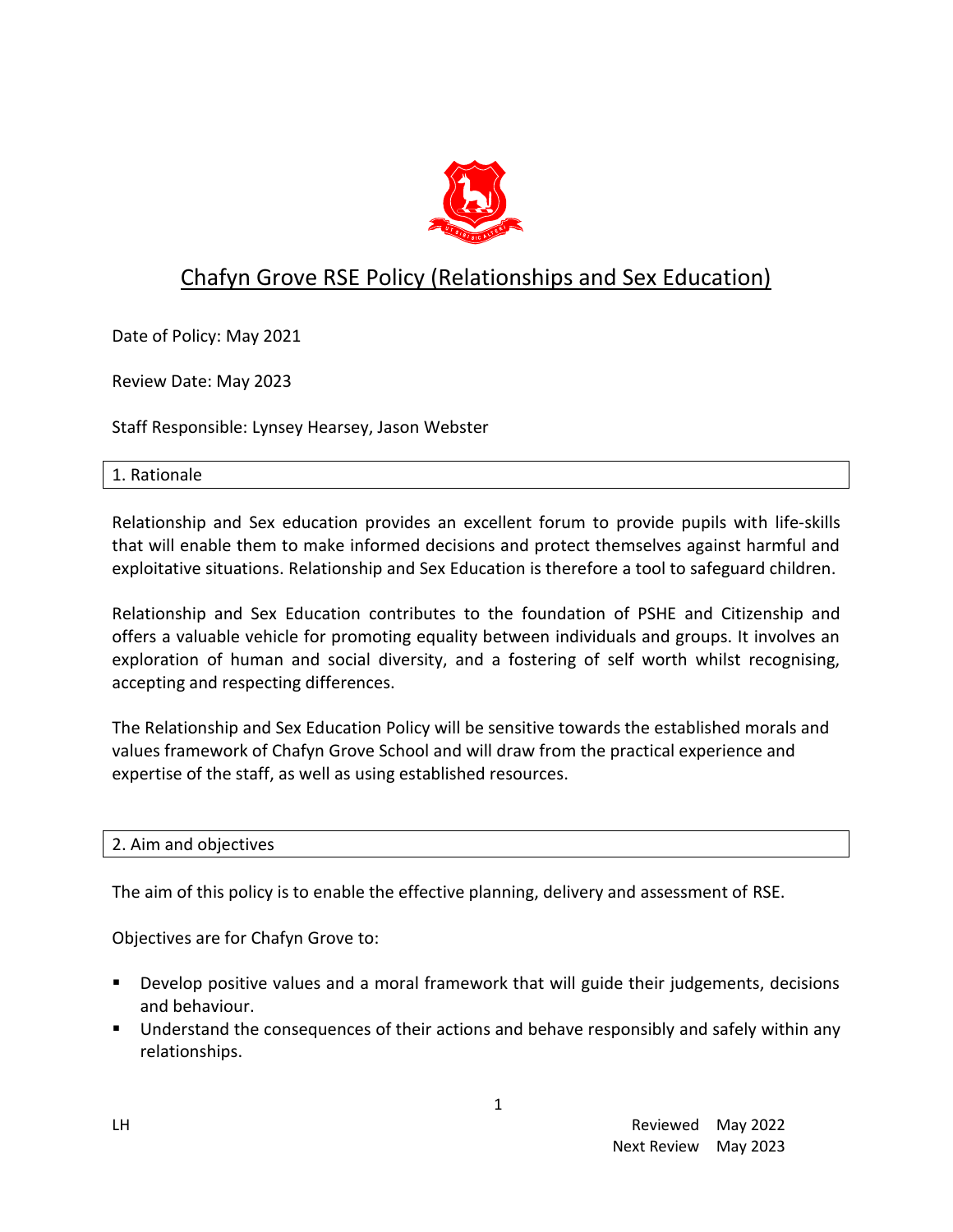# Chafyn Grove RSE Policy (Relationships and Sex Education)

Date of Policy: May 2021

Review Date: May 2023

Staff Responsible: Lynsey Hearsey, Jason Webster

## 1. Rationale

Relationship and Sex education provides an excellent forum to provide pupils with life-skills that will enable them to make informed decisions and protect themselves against harmful and exploitative situations. Relationship and Sex Education is therefore a tool to safeguard children.

Relationship and Sex Education contributes to the foundation of PSHE and Citizenship and offers a valuable vehicle for promoting equality between individuals and groups. It involves an exploration of human and social diversity, and a fostering of self worth whilst recognising, accepting and respecting differences.

The Relationship and Sex Education Policy will be sensitive towards the established morals and values framework of Chafyn Grove School and will draw from the practical experience and expertise of the staff, as well as using established resources.

## 2. Aim and objectives

The aim of this policy is to enable the effective planning, delivery and assessment of RSE.

Objectives are for Chafyn Grove to:

- Develop positive values and a moral framework that will guide their judgements, decisions and behaviour.
- Understand the consequences of their actions and behave responsibly and safely within any relationships.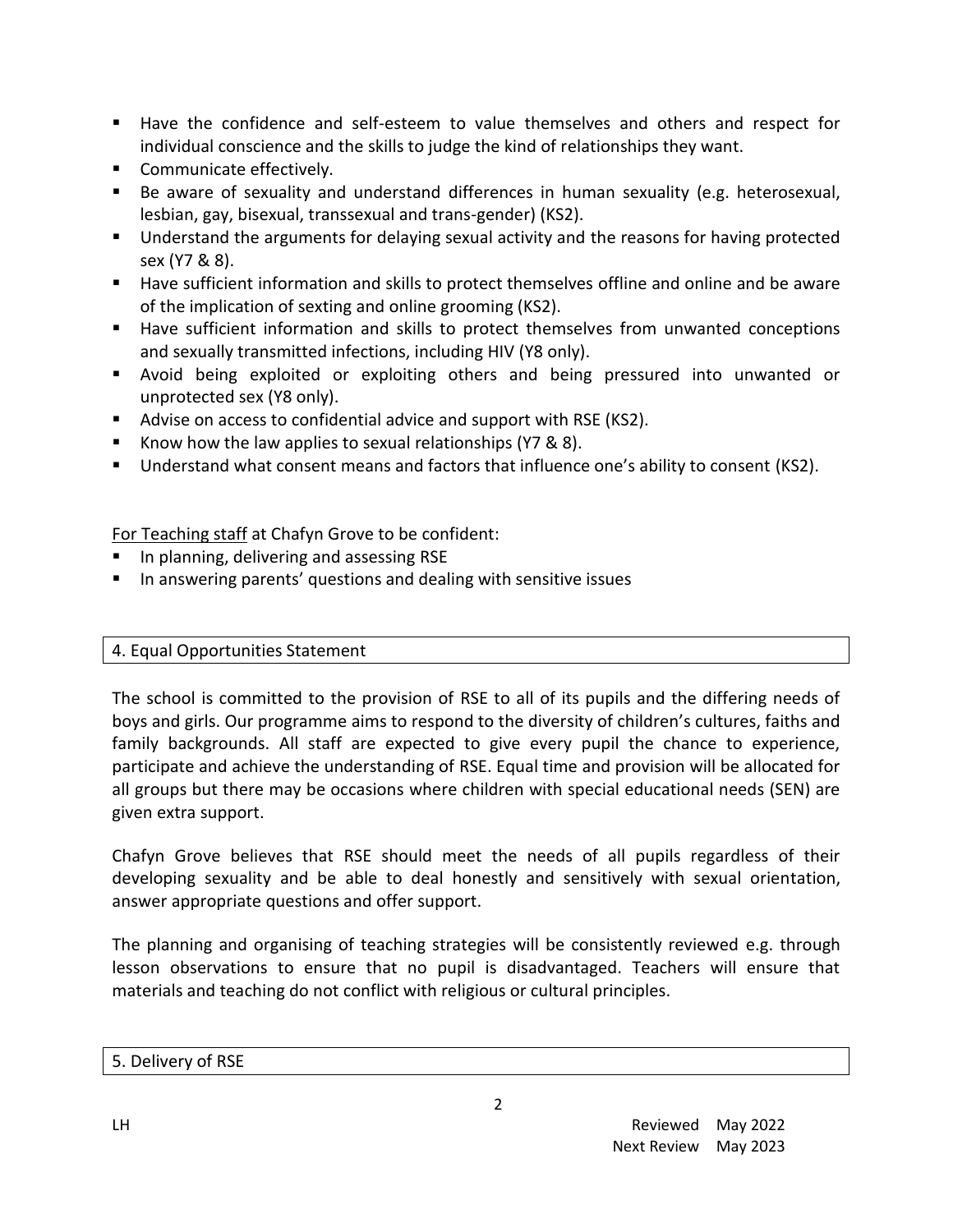- Have the confidence and self-esteem to value themselves and others and respect for individual conscience and the skills to judge the kind of relationships they want.
- Communicate effectively.
- Be aware of sexuality and understand differences in human sexuality (e.g. heterosexual, lesbian, gay, bisexual, transsexual and trans-gender) (KS2).
- Understand the arguments for delaying sexual activity and the reasons for having protected sex (Y7 & 8).
- Have sufficient information and skills to protect themselves offline and online and be aware of the implication of sexting and online grooming (KS2).
- Have sufficient information and skills to protect themselves from unwanted conceptions and sexually transmitted infections, including HIV (Y8 only).
- Avoid being exploited or exploiting others and being pressured into unwanted or unprotected sex (Y8 only).
- Advise on access to confidential advice and support with RSE (KS2).
- Know how the law applies to sexual relationships (Y7 & 8).
- Understand what consent means and factors that influence one's ability to consent (KS2).

For Teaching staff at Chafyn Grove to be confident:

- In planning, delivering and assessing RSE
- In answering parents' questions and dealing with sensitive issues

## 4. Equal Opportunities Statement

The school is committed to the provision of RSE to all of its pupils and the differing needs of boys and girls. Our programme aims to respond to the diversity of children's cultures, faiths and family backgrounds. All staff are expected to give every pupil the chance to experience, participate and achieve the understanding of RSE. Equal time and provision will be allocated for all groups but there may be occasions where children with special educational needs (SEN) are given extra support.

Chafyn Grove believes that RSE should meet the needs of all pupils regardless of their developing sexuality and be able to deal honestly and sensitively with sexual orientation, answer appropriate questions and offer support.

The planning and organising of teaching strategies will be consistently reviewed e.g. through lesson observations to ensure that no pupil is disadvantaged. Teachers will ensure that materials and teaching do not conflict with religious or cultural principles.

## 5. Delivery of RSE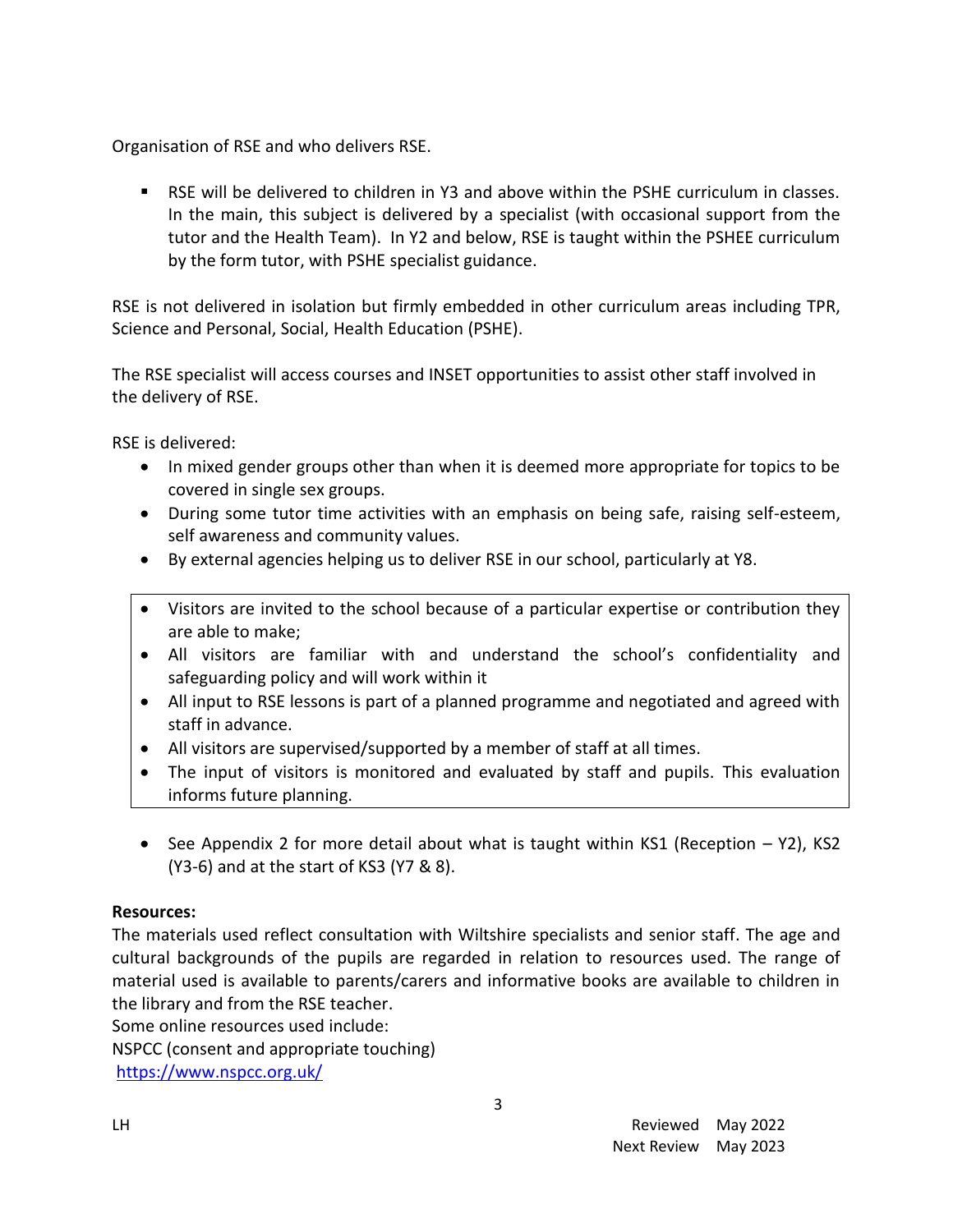Organisation of RSE and who delivers RSE.

- RSE will be delivered to children in Y3 and above within the PSHE curriculum in classes. In the main, this subject is delivered by a specialist (with occasional support from the tutor and the Health Team). In Y2 and below, RSE is taught within the PSHEE curriculum by the form tutor, with PSHE specialist guidance.

RSE is not delivered in isolation but firmly embedded in other curriculum areas including TPR, Science and Personal, Social, Health Education (PSHE).

The RSE specialist will access courses and INSET opportunities to assist other staff involved in the delivery of RSE.

RSE is delivered:

- In mixed gender groups other than when it is deemed more appropriate for topics to be covered in single sex groups.
- During some tutor time activities with an emphasis on being safe, raising self-esteem, self awareness and community values.
- By external agencies helping us to deliver RSE in our school, particularly at Y8.

- Visitors are invited to the school because of a particular expertise or contribution they are able to make;
- All visitors are familiar with and understand the school's confidentiality and safeguarding policy and will work within it
- All input to RSE lessons is part of a planned programme and negotiated and agreed with staff in advance.
- All visitors are supervised/supported by a member of staff at all times.
- The input of visitors is monitored and evaluated by staff and pupils. This evaluation informs future planning.

- See Appendix 2 for more detail about what is taught within KS1 (Reception – Y2), KS2 (Y3-6) and at the start of KS3 (Y7 & 8).

**Resources:**

The materials used reflect consultation with Wiltshire specialists and senior staff. The age and cultural backgrounds of the pupils are regarded in relation to resources used. The range of material used is available to parents/carers and informative books are available to children in the library and from the RSE teacher.

Some online resources used include:

NSPCC (consent and appropriate touching)

https://www.nspcc.org.uk/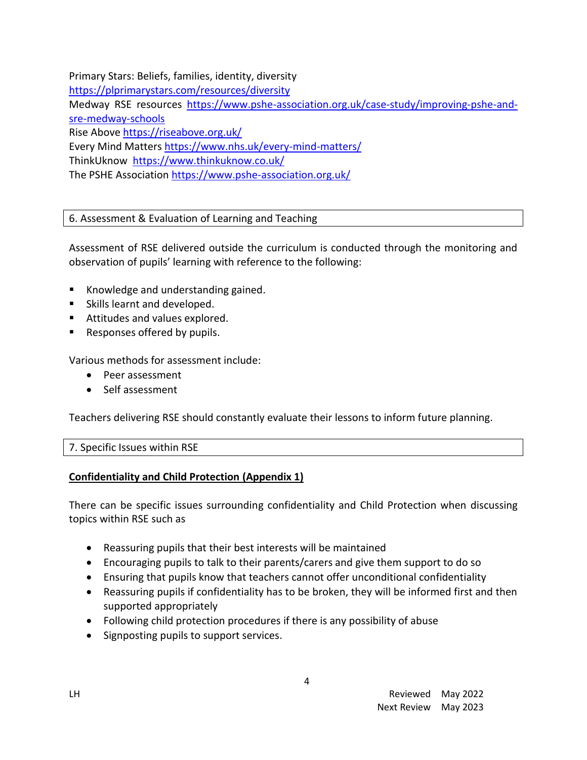Primary Stars: Beliefs, families, identity, diversity
https://plprimarystars.com/resources/diversity
Medway RSE resources https://www.pshe-association.org.uk/case-study/improving-pshe-and-sre-medway-schools
Rise Above https://riseabove.org.uk/
Every Mind Matters https://www.nhs.uk/every-mind-matters/
ThinkUknow https://www.thinkuknow.co.uk/
The PSHE Association https://www.pshe-association.org.uk/

## 6. Assessment & Evaluation of Learning and Teaching

Assessment of RSE delivered outside the curriculum is conducted through the monitoring and observation of pupils' learning with reference to the following:

- Knowledge and understanding gained.
- Skills learnt and developed.
- Attitudes and values explored.
- Responses offered by pupils.

Various methods for assessment include:

- Peer assessment
- Self assessment

Teachers delivering RSE should constantly evaluate their lessons to inform future planning.

## 7. Specific Issues within RSE

**Confidentiality and Child Protection (Appendix 1)**

There can be specific issues surrounding confidentiality and Child Protection when discussing topics within RSE such as

- Reassuring pupils that their best interests will be maintained
- Encouraging pupils to talk to their parents/carers and give them support to do so
- Ensuring that pupils know that teachers cannot offer unconditional confidentiality
- Reassuring pupils if confidentiality has to be broken, they will be informed first and then supported appropriately
- Following child protection procedures if there is any possibility of abuse
- Signposting pupils to support services.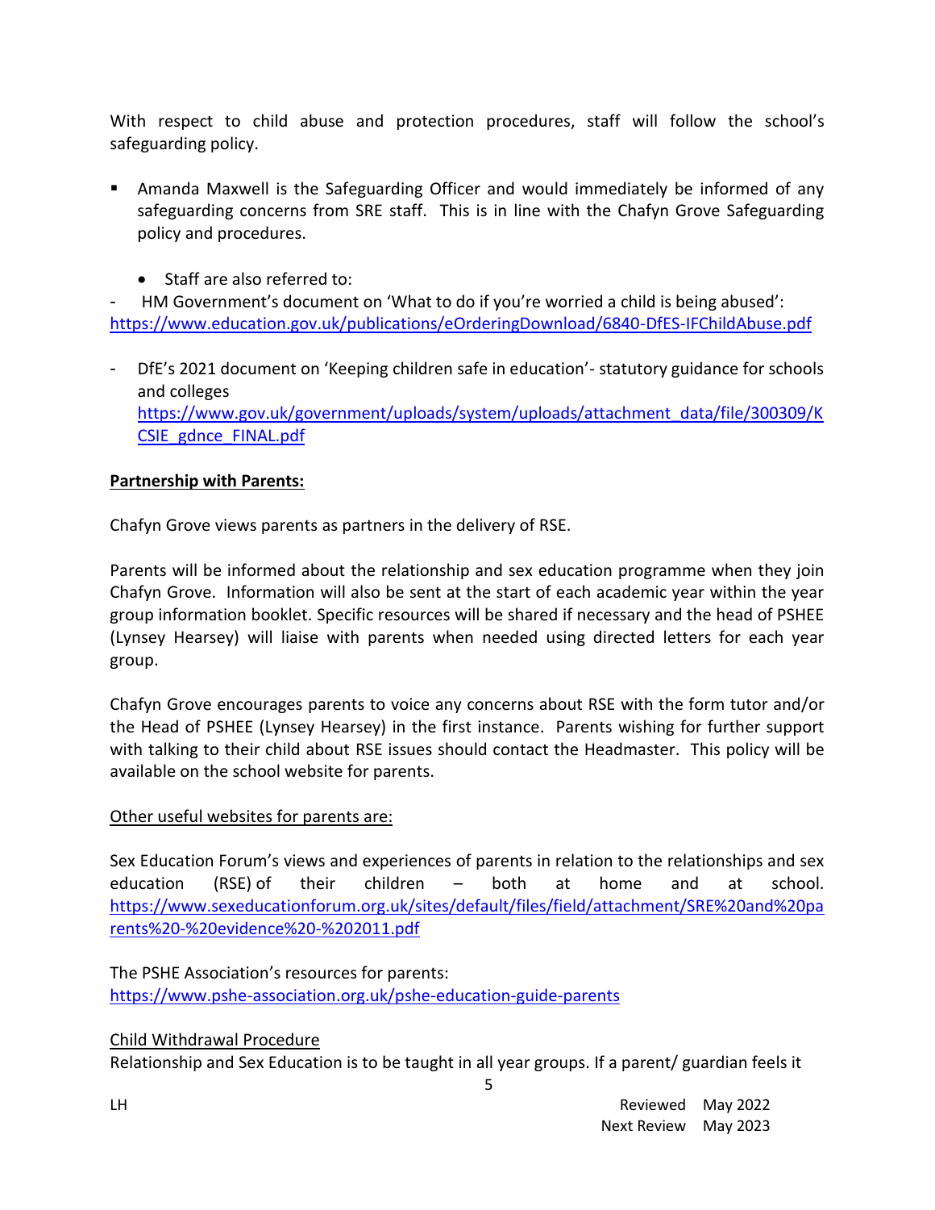With respect to child abuse and protection procedures, staff will follow the school's safeguarding policy.

- Amanda Maxwell is the Safeguarding Officer and would immediately be informed of any safeguarding concerns from SRE staff. This is in line with the Chafyn Grove Safeguarding policy and procedures.

  - Staff are also referred to:

- HM Government's document on 'What to do if you're worried a child is being abused': https://www.education.gov.uk/publications/eOrderingDownload/6840-DfES-IFChildAbuse.pdf

- DfE's 2021 document on 'Keeping children safe in education'- statutory guidance for schools and colleges https://www.gov.uk/government/uploads/system/uploads/attachment_data/file/300309/KCSIE_gdnce_FINAL.pdf

**Partnership with Parents:**

Chafyn Grove views parents as partners in the delivery of RSE.

Parents will be informed about the relationship and sex education programme when they join Chafyn Grove. Information will also be sent at the start of each academic year within the year group information booklet. Specific resources will be shared if necessary and the head of PSHEE (Lynsey Hearsey) will liaise with parents when needed using directed letters for each year group.

Chafyn Grove encourages parents to voice any concerns about RSE with the form tutor and/or the Head of PSHEE (Lynsey Hearsey) in the first instance. Parents wishing for further support with talking to their child about RSE issues should contact the Headmaster. This policy will be available on the school website for parents.

Other useful websites for parents are:

Sex Education Forum's views and experiences of parents in relation to the relationships and sex education (RSE) of their children – both at home and at school. https://www.sexeducationforum.org.uk/sites/default/files/field/attachment/SRE%20and%20parents%20-%20evidence%20-%202011.pdf

The PSHE Association's resources for parents: https://www.pshe-association.org.uk/pshe-education-guide-parents

Child Withdrawal Procedure

Relationship and Sex Education is to be taught in all year groups. If a parent/ guardian feels it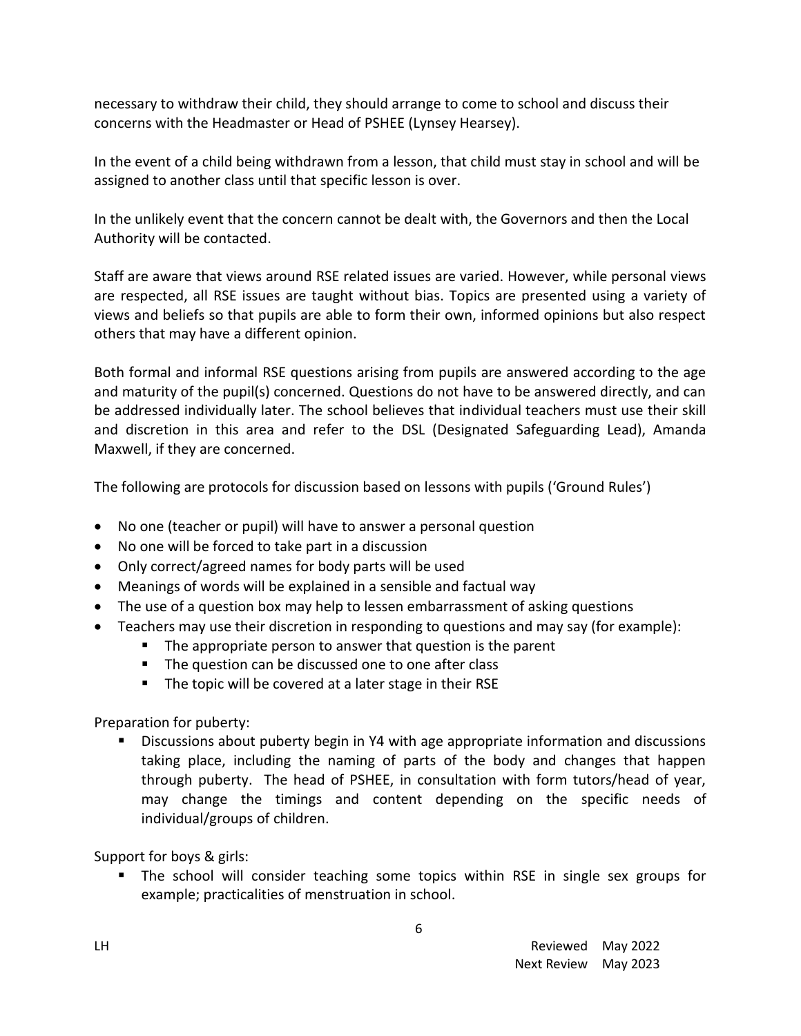necessary to withdraw their child, they should arrange to come to school and discuss their concerns with the Headmaster or Head of PSHEE (Lynsey Hearsey).

In the event of a child being withdrawn from a lesson, that child must stay in school and will be assigned to another class until that specific lesson is over.

In the unlikely event that the concern cannot be dealt with, the Governors and then the Local Authority will be contacted.

Staff are aware that views around RSE related issues are varied. However, while personal views are respected, all RSE issues are taught without bias. Topics are presented using a variety of views and beliefs so that pupils are able to form their own, informed opinions but also respect others that may have a different opinion.

Both formal and informal RSE questions arising from pupils are answered according to the age and maturity of the pupil(s) concerned. Questions do not have to be answered directly, and can be addressed individually later. The school believes that individual teachers must use their skill and discretion in this area and refer to the DSL (Designated Safeguarding Lead), Amanda Maxwell, if they are concerned.

The following are protocols for discussion based on lessons with pupils ('Ground Rules')

- No one (teacher or pupil) will have to answer a personal question
- No one will be forced to take part in a discussion
- Only correct/agreed names for body parts will be used
- Meanings of words will be explained in a sensible and factual way
- The use of a question box may help to lessen embarrassment of asking questions
- Teachers may use their discretion in responding to questions and may say (for example):
  - The appropriate person to answer that question is the parent
  - The question can be discussed one to one after class
  - The topic will be covered at a later stage in their RSE

Preparation for puberty:

- Discussions about puberty begin in Y4 with age appropriate information and discussions taking place, including the naming of parts of the body and changes that happen through puberty. The head of PSHEE, in consultation with form tutors/head of year, may change the timings and content depending on the specific needs of individual/groups of children.

Support for boys & girls:

- The school will consider teaching some topics within RSE in single sex groups for example; practicalities of menstruation in school.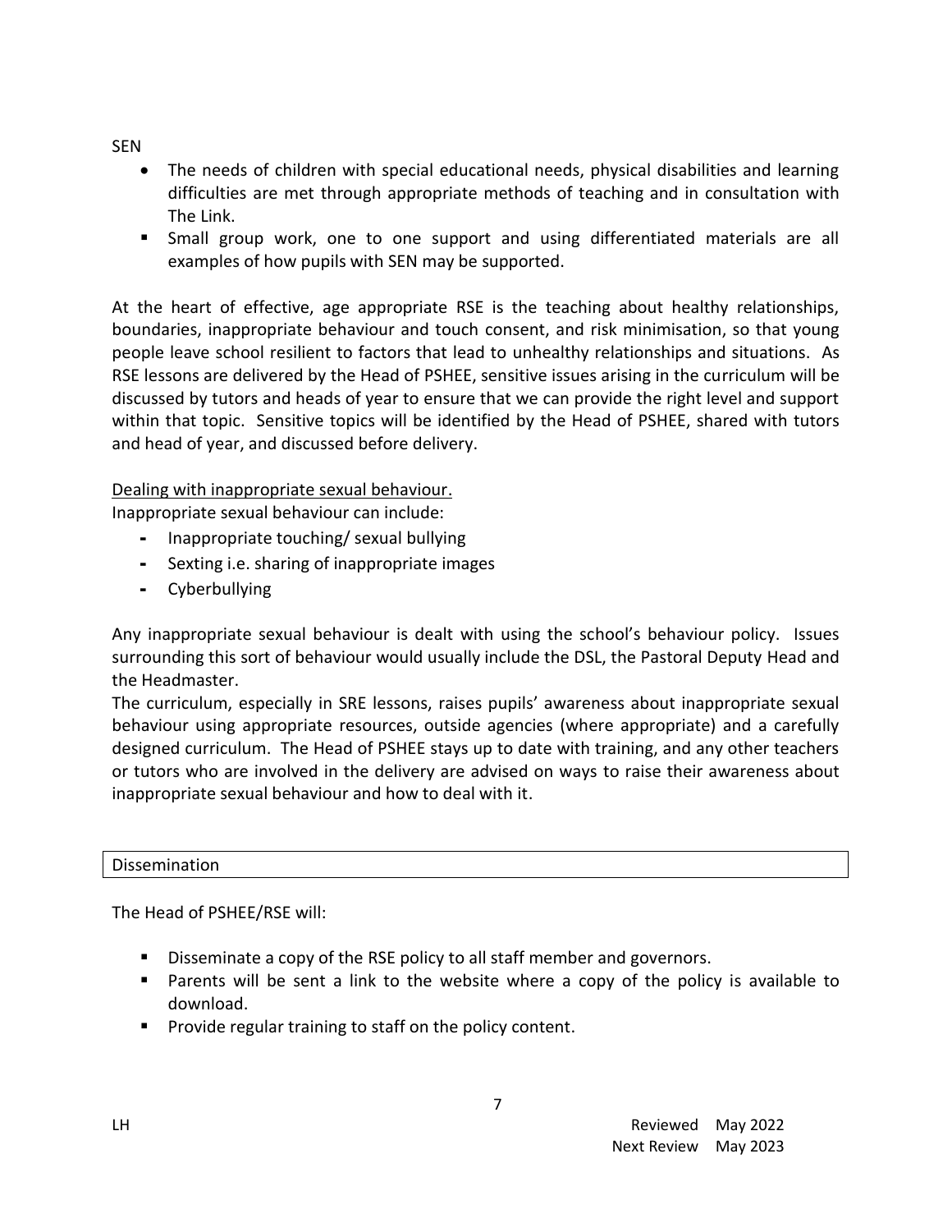SEN

- The needs of children with special educational needs, physical disabilities and learning difficulties are met through appropriate methods of teaching and in consultation with The Link.
- Small group work, one to one support and using differentiated materials are all examples of how pupils with SEN may be supported.

At the heart of effective, age appropriate RSE is the teaching about healthy relationships, boundaries, inappropriate behaviour and touch consent, and risk minimisation, so that young people leave school resilient to factors that lead to unhealthy relationships and situations. As RSE lessons are delivered by the Head of PSHEE, sensitive issues arising in the curriculum will be discussed by tutors and heads of year to ensure that we can provide the right level and support within that topic. Sensitive topics will be identified by the Head of PSHEE, shared with tutors and head of year, and discussed before delivery.

<u>Dealing with inappropriate sexual behaviour.</u>

Inappropriate sexual behaviour can include:

- Inappropriate touching/ sexual bullying
- Sexting i.e. sharing of inappropriate images
- Cyberbullying

Any inappropriate sexual behaviour is dealt with using the school's behaviour policy. Issues surrounding this sort of behaviour would usually include the DSL, the Pastoral Deputy Head and the Headmaster.

The curriculum, especially in SRE lessons, raises pupils' awareness about inappropriate sexual behaviour using appropriate resources, outside agencies (where appropriate) and a carefully designed curriculum. The Head of PSHEE stays up to date with training, and any other teachers or tutors who are involved in the delivery are advised on ways to raise their awareness about inappropriate sexual behaviour and how to deal with it.

## Dissemination

The Head of PSHEE/RSE will:

- Disseminate a copy of the RSE policy to all staff member and governors.
- Parents will be sent a link to the website where a copy of the policy is available to download.
- Provide regular training to staff on the policy content.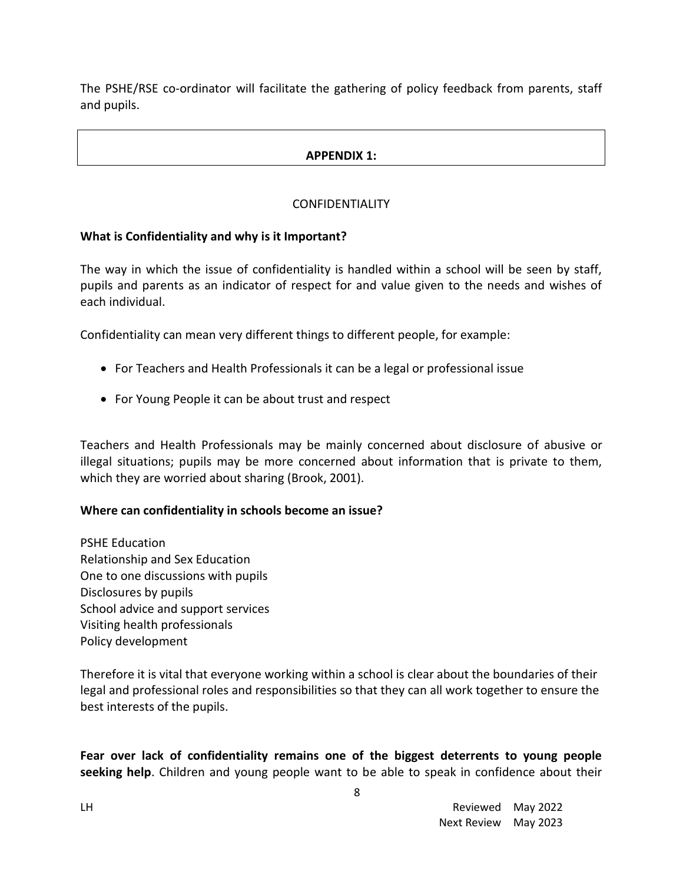The PSHE/RSE co-ordinator will facilitate the gathering of policy feedback from parents, staff and pupils.

## APPENDIX 1:

### CONFIDENTIALITY

**What is Confidentiality and why is it Important?**

The way in which the issue of confidentiality is handled within a school will be seen by staff, pupils and parents as an indicator of respect for and value given to the needs and wishes of each individual.

Confidentiality can mean very different things to different people, for example:

- For Teachers and Health Professionals it can be a legal or professional issue
- For Young People it can be about trust and respect

Teachers and Health Professionals may be mainly concerned about disclosure of abusive or illegal situations; pupils may be more concerned about information that is private to them, which they are worried about sharing (Brook, 2001).

**Where can confidentiality in schools become an issue?**

PSHE Education
Relationship and Sex Education
One to one discussions with pupils
Disclosures by pupils
School advice and support services
Visiting health professionals
Policy development

Therefore it is vital that everyone working within a school is clear about the boundaries of their legal and professional roles and responsibilities so that they can all work together to ensure the best interests of the pupils.

**Fear over lack of confidentiality remains one of the biggest deterrents to young people seeking help**. Children and young people want to be able to speak in confidence about their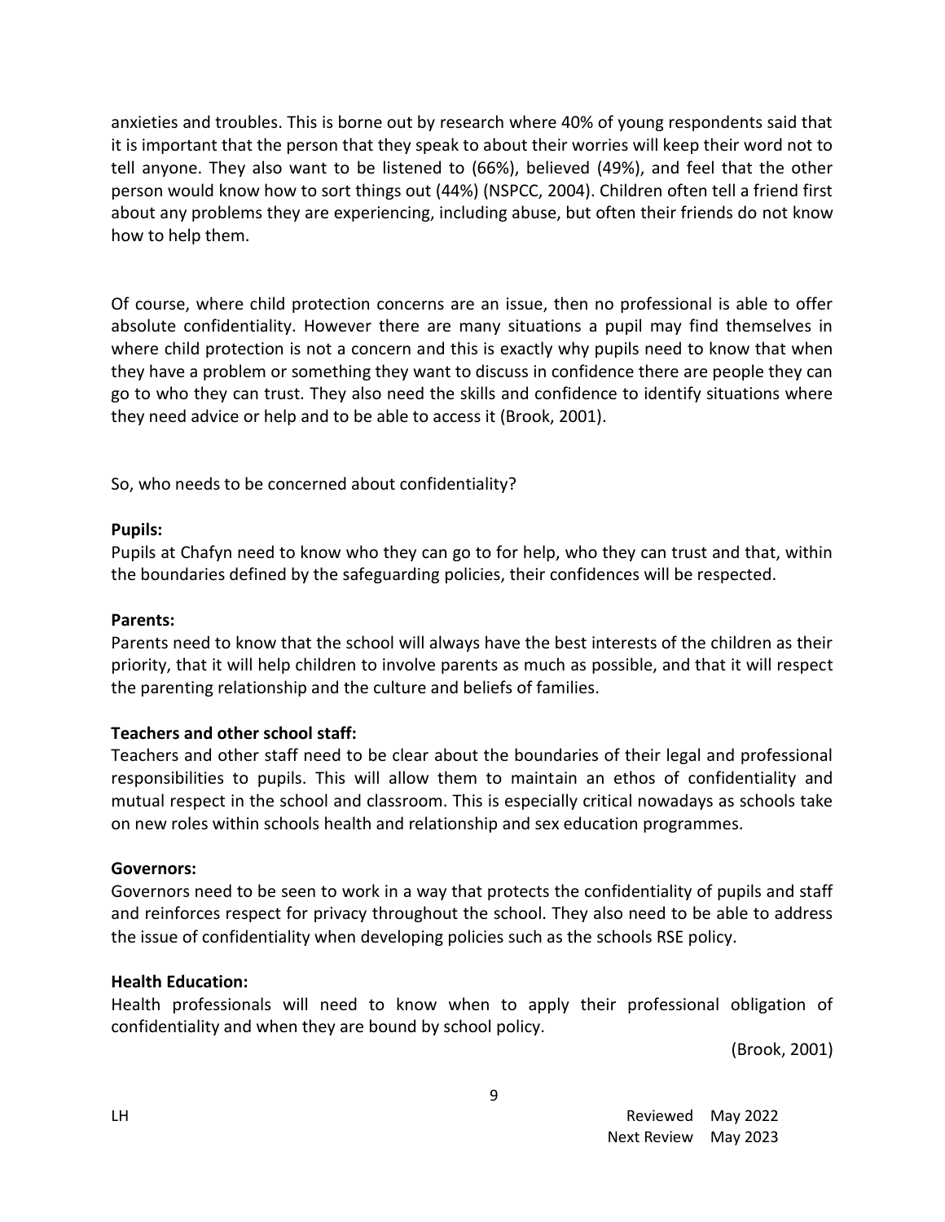anxieties and troubles. This is borne out by research where 40% of young respondents said that it is important that the person that they speak to about their worries will keep their word not to tell anyone. They also want to be listened to (66%), believed (49%), and feel that the other person would know how to sort things out (44%) (NSPCC, 2004). Children often tell a friend first about any problems they are experiencing, including abuse, but often their friends do not know how to help them.

Of course, where child protection concerns are an issue, then no professional is able to offer absolute confidentiality. However there are many situations a pupil may find themselves in where child protection is not a concern and this is exactly why pupils need to know that when they have a problem or something they want to discuss in confidence there are people they can go to who they can trust. They also need the skills and confidence to identify situations where they need advice or help and to be able to access it (Brook, 2001).

So, who needs to be concerned about confidentiality?

**Pupils:**
Pupils at Chafyn need to know who they can go to for help, who they can trust and that, within the boundaries defined by the safeguarding policies, their confidences will be respected.

**Parents:**
Parents need to know that the school will always have the best interests of the children as their priority, that it will help children to involve parents as much as possible, and that it will respect the parenting relationship and the culture and beliefs of families.

**Teachers and other school staff:**
Teachers and other staff need to be clear about the boundaries of their legal and professional responsibilities to pupils. This will allow them to maintain an ethos of confidentiality and mutual respect in the school and classroom. This is especially critical nowadays as schools take on new roles within schools health and relationship and sex education programmes.

**Governors:**
Governors need to be seen to work in a way that protects the confidentiality of pupils and staff and reinforces respect for privacy throughout the school. They also need to be able to address the issue of confidentiality when developing policies such as the schools RSE policy.

**Health Education:**
Health professionals will need to know when to apply their professional obligation of confidentiality and when they are bound by school policy.

(Brook, 2001)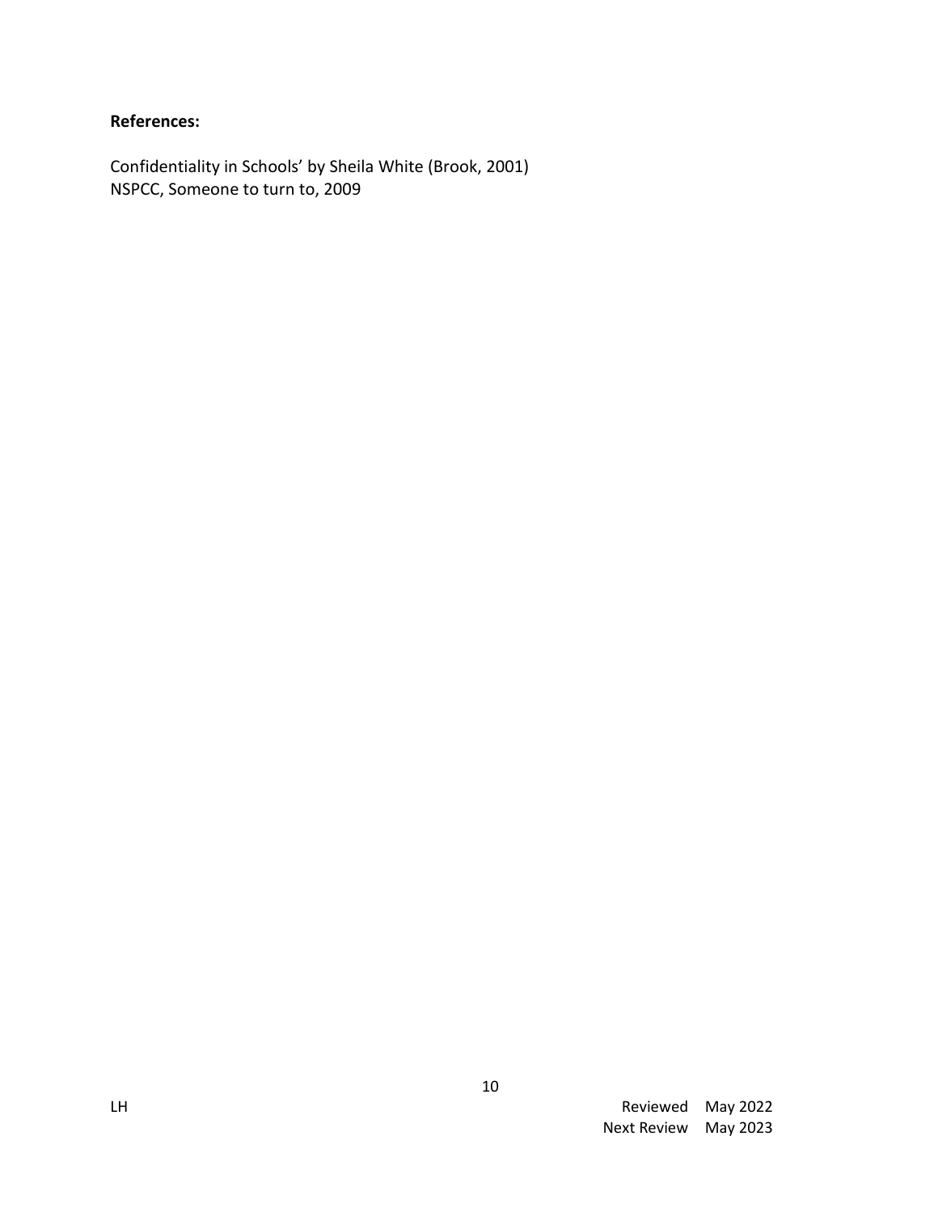**References:**

Confidentiality in Schools' by Sheila White (Brook, 2001)
NSPCC, Someone to turn to, 2009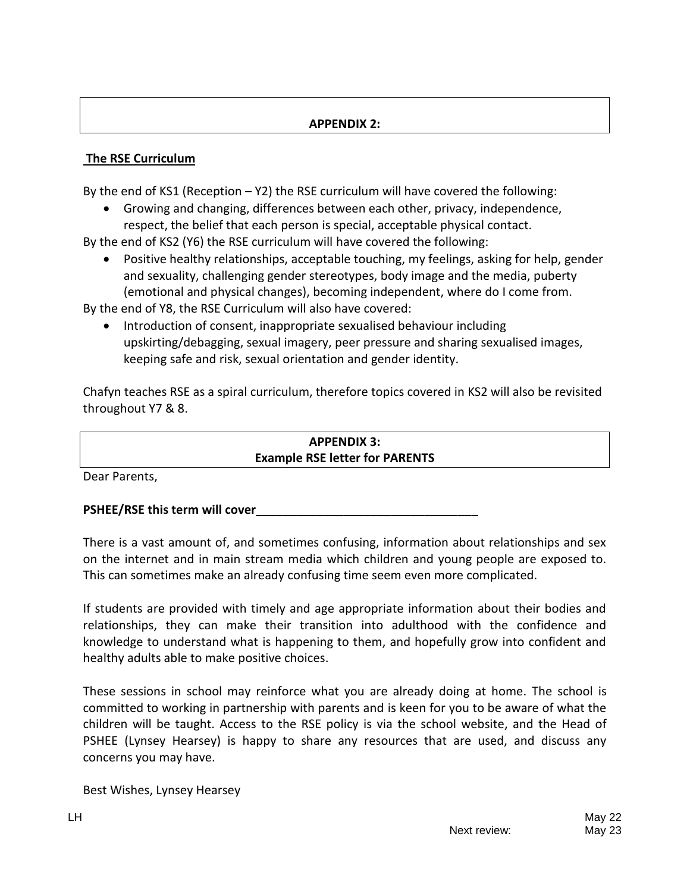## APPENDIX 2:

**The RSE Curriculum**

By the end of KS1 (Reception – Y2) the RSE curriculum will have covered the following:

- Growing and changing, differences between each other, privacy, independence, respect, the belief that each person is special, acceptable physical contact.

By the end of KS2 (Y6) the RSE curriculum will have covered the following:

- Positive healthy relationships, acceptable touching, my feelings, asking for help, gender and sexuality, challenging gender stereotypes, body image and the media, puberty (emotional and physical changes), becoming independent, where do I come from.

By the end of Y8, the RSE Curriculum will also have covered:

- Introduction of consent, inappropriate sexualised behaviour including upskirting/debagging, sexual imagery, peer pressure and sharing sexualised images, keeping safe and risk, sexual orientation and gender identity.

Chafyn teaches RSE as a spiral curriculum, therefore topics covered in KS2 will also be revisited throughout Y7 & 8.

## APPENDIX 3:
## Example RSE letter for PARENTS

Dear Parents,

**PSHEE/RSE this term will cover_________________________________**

There is a vast amount of, and sometimes confusing, information about relationships and sex on the internet and in main stream media which children and young people are exposed to. This can sometimes make an already confusing time seem even more complicated.

If students are provided with timely and age appropriate information about their bodies and relationships, they can make their transition into adulthood with the confidence and knowledge to understand what is happening to them, and hopefully grow into confident and healthy adults able to make positive choices.

These sessions in school may reinforce what you are already doing at home. The school is committed to working in partnership with parents and is keen for you to be aware of what the children will be taught. Access to the RSE policy is via the school website, and the Head of PSHEE (Lynsey Hearsey) is happy to share any resources that are used, and discuss any concerns you may have.

Best Wishes, Lynsey Hearsey

LH May 22

Next review: May 23